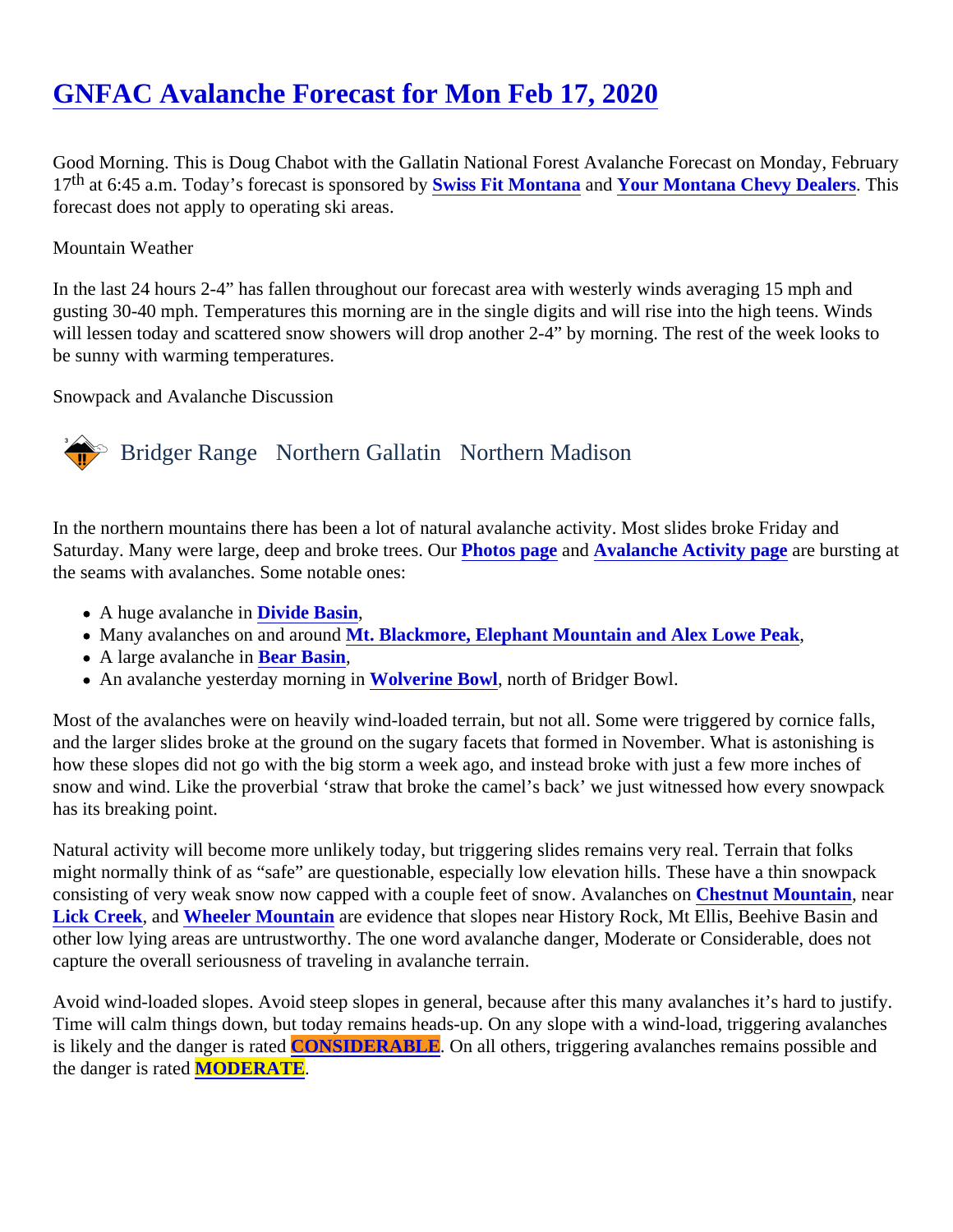# GNFAC Avalanche Forecast for Mon Feb 17, 2020

Good Morning. This is Doug Chabot with the Gallatin National Forest Avalanche Forecast on Monday, February 17th at 6:45 a.m. Today's forecast is sponsored by **Swiss Fit Montana** and **Your Montana Chevy Dealers**. This forecast does not apply to operating ski areas.

Mountain Weather

In the last 24 hours 2-4" has fallen throughout our forecast area with westerly winds averaging 15 mph and gusting 30-40 mph. Temperatures this morning are in the single digits and will rise into the high teens. Winds will lessen today and scattered snow showers will drop another 2-4" by morning. The rest of the week looks to be sunny with warming temperatures.

Snowpack and Avalanche Discussion

## Bridger Range Northern Gallatin Northern Madison

In the northern mountains there has been a lot of natural avalanche activity. Most slides broke Friday and Saturday. Many were large, deep and broke trees. Our **Photos page** and **Avalanche Activity page** are bursting at the seams with avalanches. Some notable ones:

- A huge avalanche in **Divide Basin**,
- Many avalanches on and around **Mt. Blackmore, Elephant Mountain and Alex Lowe Peak**,
- A large avalanche in **Bear Basin**,
- An avalanche yesterday morning in **Wolverine Bowl**, north of Bridger Bowl.

Most of the avalanches were on heavily wind-loaded terrain, but not all. Some were triggered by cornice falls, and the larger slides broke at the ground on the sugary facets that formed in November. What is astonishing is how these slopes did not go with the big storm a week ago, and instead broke with just a few more inches of snow and wind. Like the proverbial 'straw that broke the camel's back' we just witnessed how every snowpack has its breaking point.

Natural activity will become more unlikely today, but triggering slides remains very real. Terrain that folks might normally think of as "safe" are questionable, especially low elevation hills. These have a thin snowpack consisting of very weak snow now capped with a couple feet of snow. Avalanches on **Chestnut Mountain**, near **Lick Creek**, and **Wheeler Mountain** are evidence that slopes near History Rock, Mt Ellis, Beehive Basin and other low lying areas are untrustworthy. The one word avalanche danger, Moderate or Considerable, does not capture the overall seriousness of traveling in avalanche terrain.

Avoid wind-loaded slopes. Avoid steep slopes in general, because after this many avalanches it's hard to justify. Time will calm things down, but today remains heads-up. On any slope with a wind-load, triggering avalanches is likely and the danger is rated **CONSIDERABLE**. On all others, triggering avalanches remains possible and the danger is rated **MODERATE**.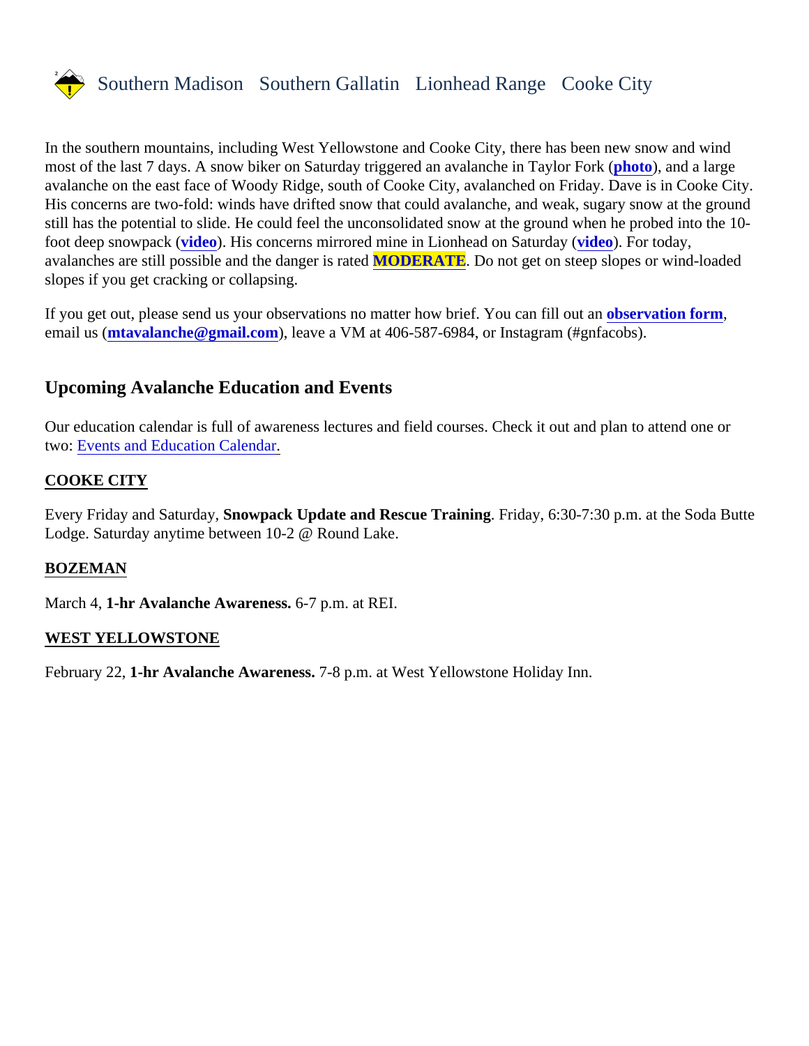Southern Madison Southern Gallatin Lionhead Range Cooke City

In the southern mountains, including West Yellowstone and Cooke City, there has been new snow and wind most of the last 7 days. A snow biker on Saturday triggered an avalanche in Taylor Fork (**photo**), and a large avalanche on the east face of Woody Ridge, south of Cooke City, avalanched on Friday. Dave is in Cooke City. His concerns are two-fold: winds have drifted snow that could avalanche, and weak, sugary snow at the ground still has the potential to slide. He could feel the unconsolidated snow at the ground when he probed into the 10-foot deep snowpack (**video**). His concerns mirrored mine in Lionhead on Saturday (**video**). For today, avalanches are still possible and the danger is rated **MODERATE**. Do not get on steep slopes or wind-loaded slopes if you get cracking or collapsing.

If you get out, please send us your observations no matter how brief. You can fill out an **observation form**, email us (**mtavalanche@gmail.com**), leave a VM at 406-587-6984, or Instagram (#gnfacobs).

## Upcoming Avalanche Education and Events

Our education calendar is full of awareness lectures and field courses. Check it out and plan to attend one or two: Events and Education Calendar.

**COOKE CITY**

Every Friday and Saturday, **Snowpack Update and Rescue Training**. Friday, 6:30-7:30 p.m. at the Soda Butte Lodge. Saturday anytime between 10-2 @ Round Lake.

**BOZEMAN**

March 4, **1-hr Avalanche Awareness.** 6-7 p.m. at REI.

**WEST YELLOWSTONE**

February 22, **1-hr Avalanche Awareness.** 7-8 p.m. at West Yellowstone Holiday Inn.